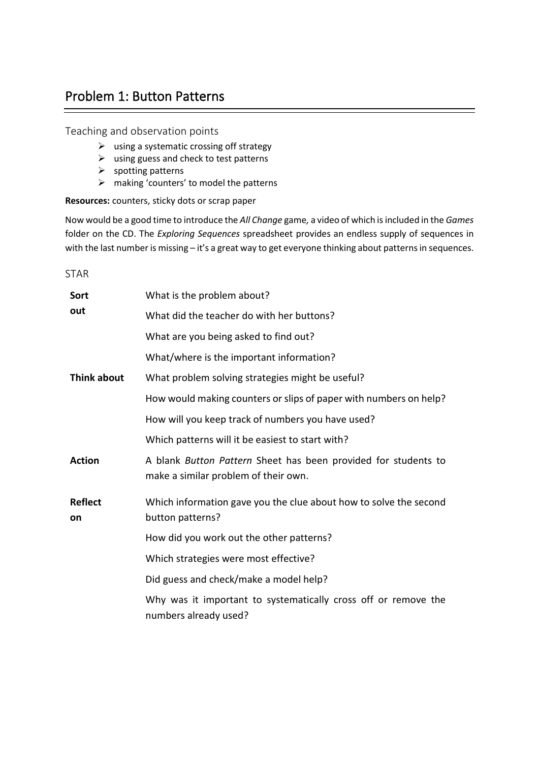# Problem 1: Button Patterns

## Teaching and observation points

- using a systematic crossing off strategy
- using guess and check to test patterns
- spotting patterns
- making 'counters' to model the patterns

**Resources:** counters, sticky dots or scrap paper

Now would be a good time to introduce the *All Change* game*,* a video of which is included in the *Games* folder on the CD. The *Exploring Sequences* spreadsheet provides an endless supply of sequences in with the last number is missing – it's a great way to get everyone thinking about patterns in sequences.

## STAR

| | |
|---|---|
| **Sort out** | What is the problem about? |
| | What did the teacher do with her buttons? |
| | What are you being asked to find out? |
| | What/where is the important information? |
| **Think about** | What problem solving strategies might be useful? |
| | How would making counters or slips of paper with numbers on help? |
| | How will you keep track of numbers you have used? |
| | Which patterns will it be easiest to start with? |
| **Action** | A blank *Button Pattern* Sheet has been provided for students to make a similar problem of their own. |
| **Reflect on** | Which information gave you the clue about how to solve the second button patterns? |
| | How did you work out the other patterns? |
| | Which strategies were most effective? |
| | Did guess and check/make a model help? |
| | Why was it important to systematically cross off or remove the numbers already used? |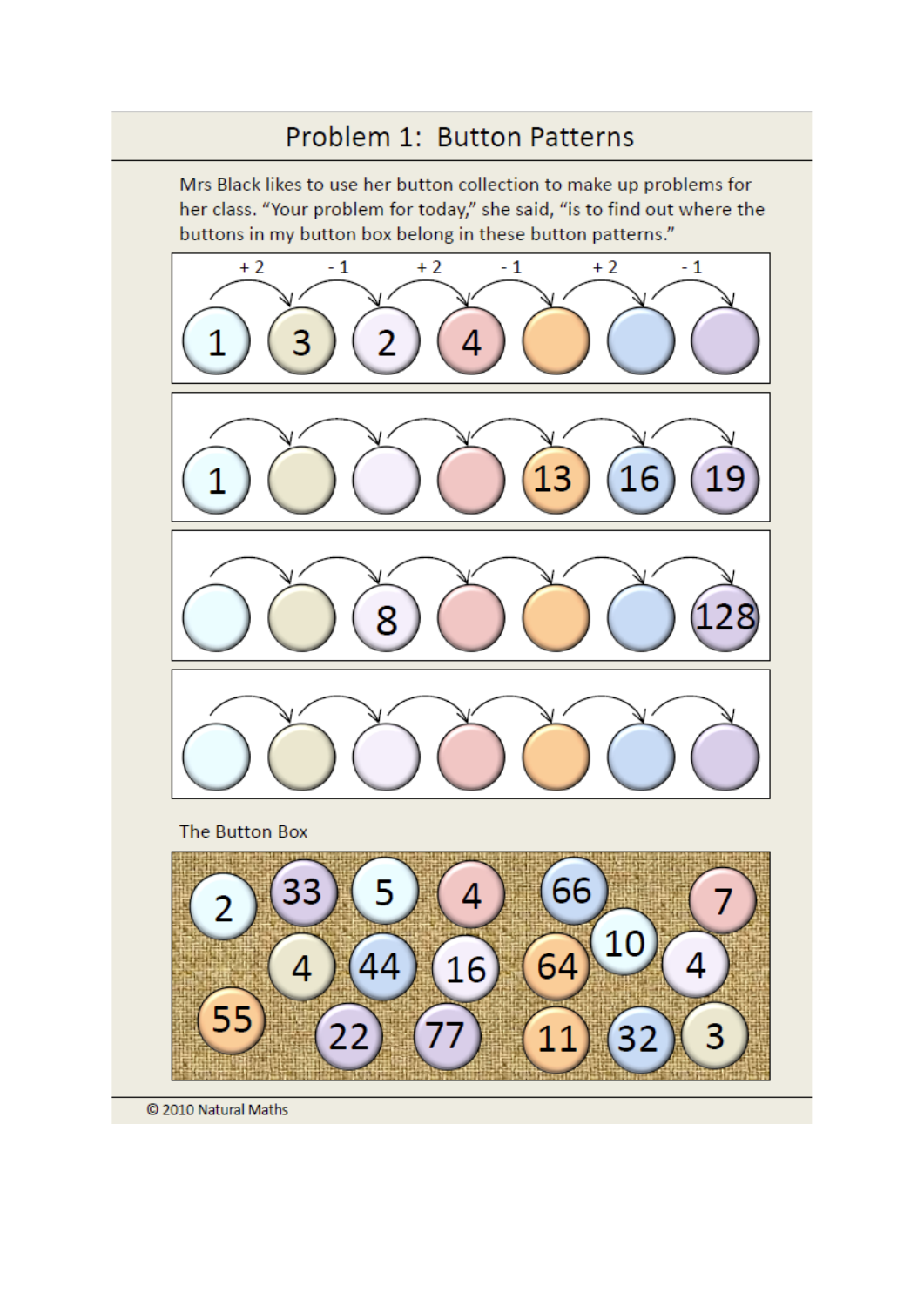## Problem 1: Button Patterns

Mrs Black likes to use her button collection to make up problems for her class. "Your problem for today," she said, "is to find out where the buttons in my button box belong in these button patterns."

+ 2 - 1 + 2 - 1 + 2 - 1

1 3 2 4

1 13 16 19

8 128

The Button Box

2 33 5 4 66 7 4 44 16 64 10 4 55 22 77 11 32 3

© 2010 Natural Maths